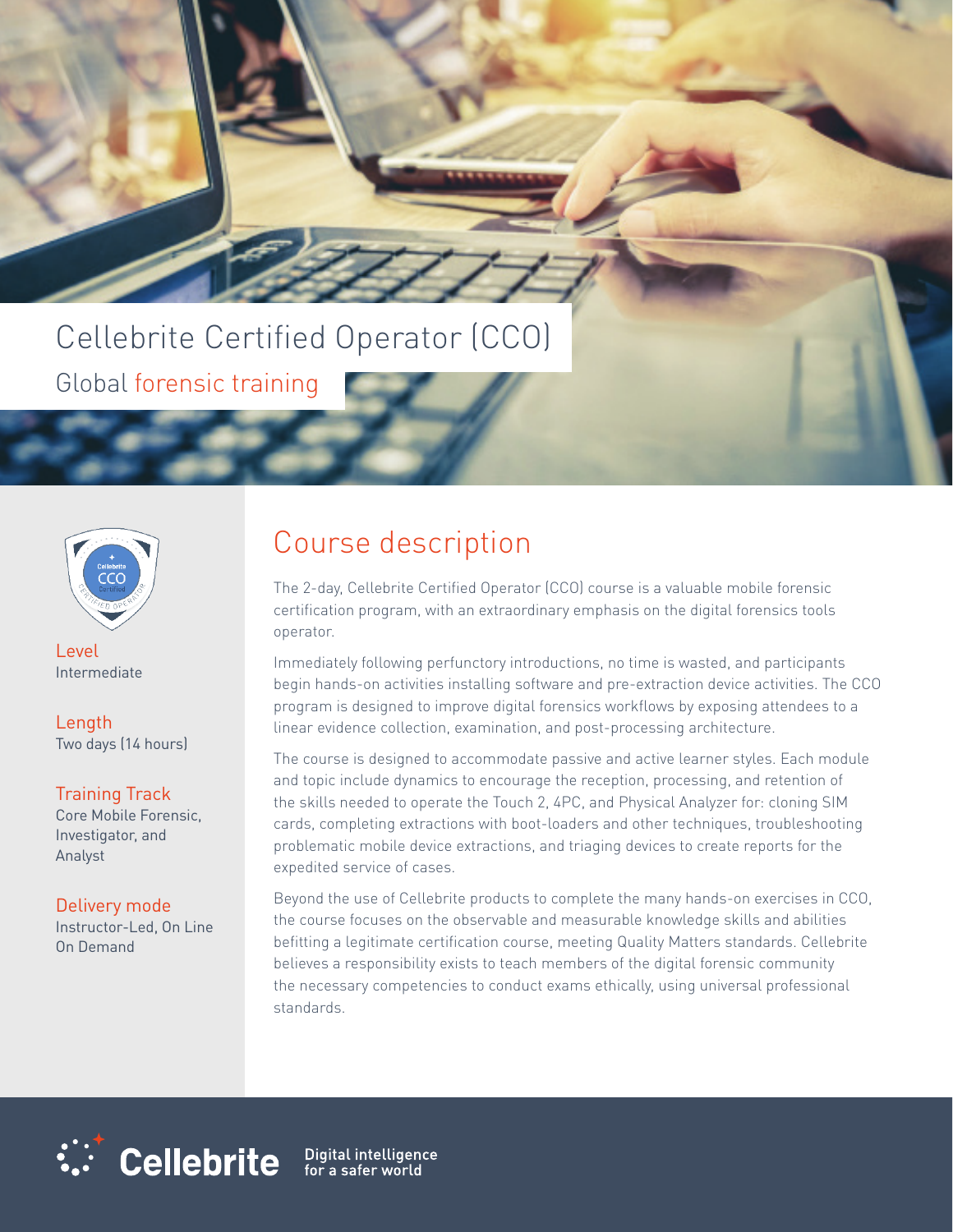# Cellebrite Certified Operator (CCO)

Global forensic training

**Level**
Intermediate

**Length**
Two days (14 hours)

**Training Track**
Core Mobile Forensic, Investigator, and Analyst

**Delivery mode**
Instructor-Led, On Line On Demand

## Course description

The 2-day, Cellebrite Certified Operator (CCO) course is a valuable mobile forensic certification program, with an extraordinary emphasis on the digital forensics tools operator.

Immediately following perfunctory introductions, no time is wasted, and participants begin hands-on activities installing software and pre-extraction device activities. The CCO program is designed to improve digital forensics workflows by exposing attendees to a linear evidence collection, examination, and post-processing architecture.

The course is designed to accommodate passive and active learner styles. Each module and topic include dynamics to encourage the reception, processing, and retention of the skills needed to operate the Touch 2, 4PC, and Physical Analyzer for: cloning SIM cards, completing extractions with boot-loaders and other techniques, troubleshooting problematic mobile device extractions, and triaging devices to create reports for the expedited service of cases.

Beyond the use of Cellebrite products to complete the many hands-on exercises in CCO, the course focuses on the observable and measurable knowledge skills and abilities befitting a legitimate certification course, meeting Quality Matters standards. Cellebrite believes a responsibility exists to teach members of the digital forensic community the necessary competencies to conduct exams ethically, using universal professional standards.

Cellebrite Digital intelligence for a safer world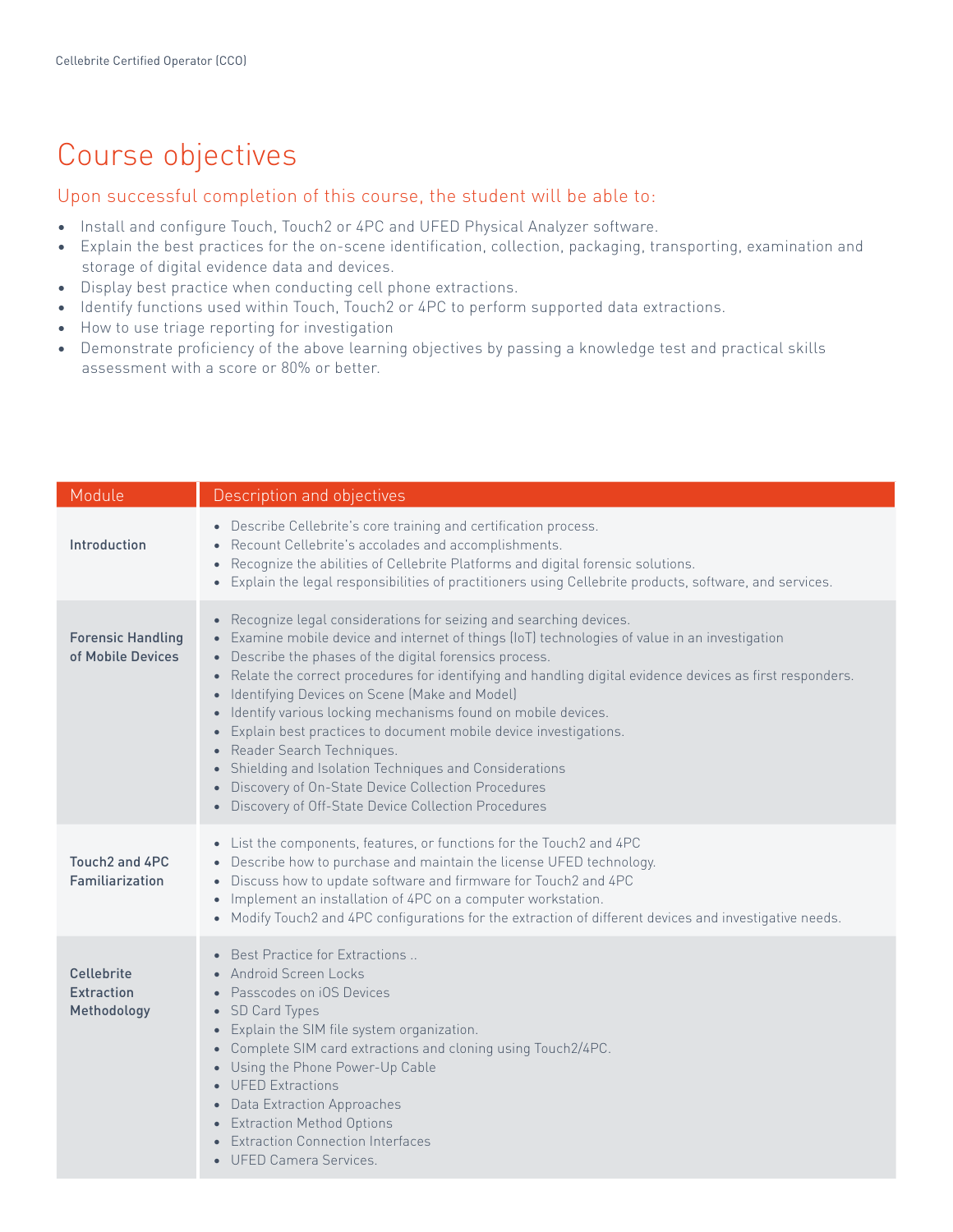# Course objectives

## Upon successful completion of this course, the student will be able to:

- Install and configure Touch, Touch2 or 4PC and UFED Physical Analyzer software.
- Explain the best practices for the on-scene identification, collection, packaging, transporting, examination and storage of digital evidence data and devices.
- Display best practice when conducting cell phone extractions.
- Identify functions used within Touch, Touch2 or 4PC to perform supported data extractions.
- How to use triage reporting for investigation
- Demonstrate proficiency of the above learning objectives by passing a knowledge test and practical skills assessment with a score or 80% or better.

| Module | Description and objectives |
| --- | --- |
| **Introduction** | • Describe Cellebrite's core training and certification process.<br>• Recount Cellebrite's accolades and accomplishments.<br>• Recognize the abilities of Cellebrite Platforms and digital forensic solutions.<br>• Explain the legal responsibilities of practitioners using Cellebrite products, software, and services. |
| **Forensic Handling of Mobile Devices** | • Recognize legal considerations for seizing and searching devices.<br>• Examine mobile device and internet of things (IoT) technologies of value in an investigation<br>• Describe the phases of the digital forensics process.<br>• Relate the correct procedures for identifying and handling digital evidence devices as first responders.<br>• Identifying Devices on Scene (Make and Model)<br>• Identify various locking mechanisms found on mobile devices.<br>• Explain best practices to document mobile device investigations.<br>• Reader Search Techniques.<br>• Shielding and Isolation Techniques and Considerations<br>• Discovery of On-State Device Collection Procedures<br>• Discovery of Off-State Device Collection Procedures |
| **Touch2 and 4PC Familiarization** | • List the components, features, or functions for the Touch2 and 4PC<br>• Describe how to purchase and maintain the license UFED technology.<br>• Discuss how to update software and firmware for Touch2 and 4PC<br>• Implement an installation of 4PC on a computer workstation.<br>• Modify Touch2 and 4PC configurations for the extraction of different devices and investigative needs. |
| **Cellebrite Extraction Methodology** | • Best Practice for Extractions ..<br>• Android Screen Locks<br>• Passcodes on iOS Devices<br>• SD Card Types<br>• Explain the SIM file system organization.<br>• Complete SIM card extractions and cloning using Touch2/4PC.<br>• Using the Phone Power-Up Cable<br>• UFED Extractions<br>• Data Extraction Approaches<br>• Extraction Method Options<br>• Extraction Connection Interfaces<br>• UFED Camera Services. |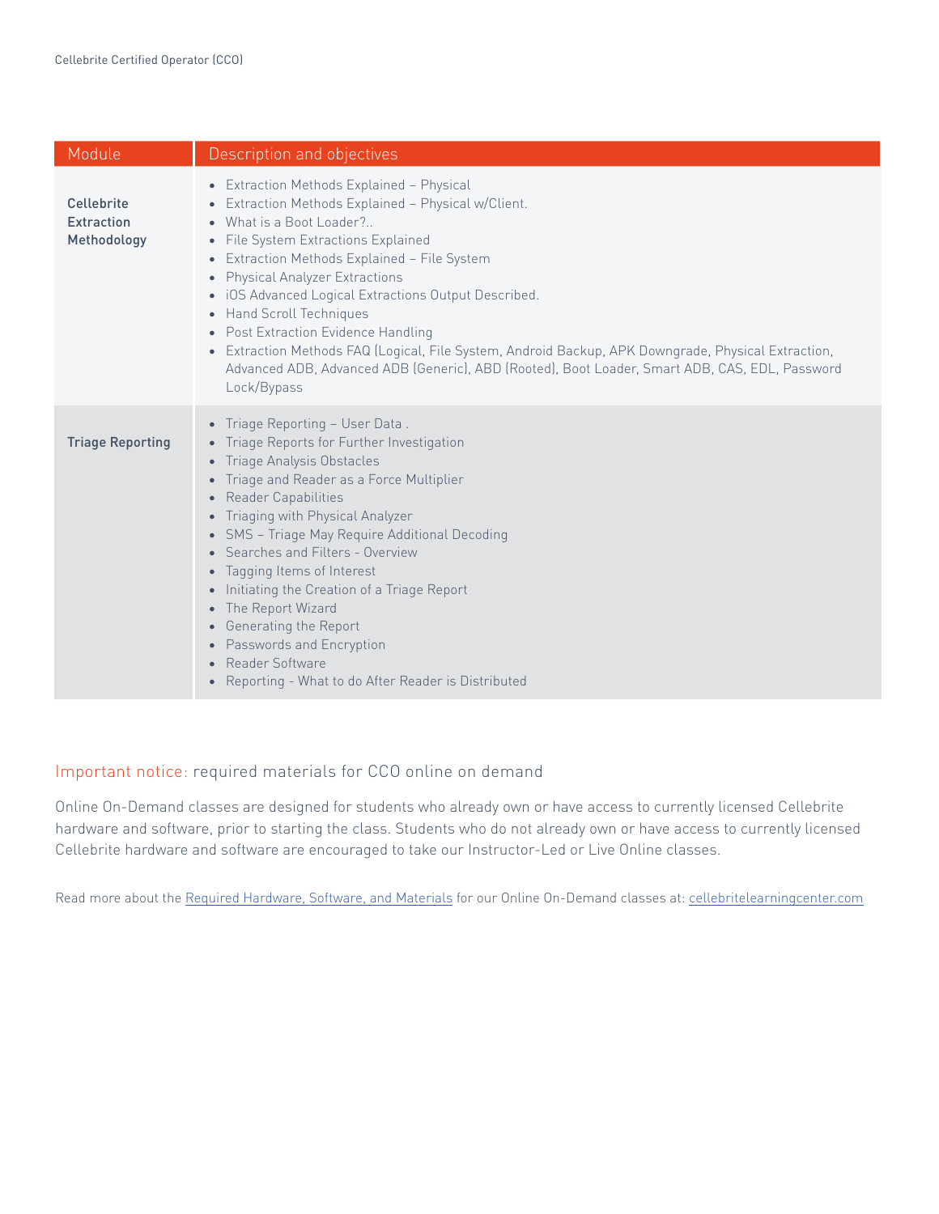| Module | Description and objectives |
| --- | --- |
| **Cellebrite Extraction Methodology** | • Extraction Methods Explained – Physical<br>• Extraction Methods Explained – Physical w/Client.<br>• What is a Boot Loader?..<br>• File System Extractions Explained<br>• Extraction Methods Explained – File System<br>• Physical Analyzer Extractions<br>• iOS Advanced Logical Extractions Output Described.<br>• Hand Scroll Techniques<br>• Post Extraction Evidence Handling<br>• Extraction Methods FAQ (Logical, File System, Android Backup, APK Downgrade, Physical Extraction, Advanced ADB, Advanced ADB (Generic), ABD (Rooted), Boot Loader, Smart ADB, CAS, EDL, Password Lock/Bypass |
| **Triage Reporting** | • Triage Reporting – User Data .<br>• Triage Reports for Further Investigation<br>• Triage Analysis Obstacles<br>• Triage and Reader as a Force Multiplier<br>• Reader Capabilities<br>• Triaging with Physical Analyzer<br>• SMS – Triage May Require Additional Decoding<br>• Searches and Filters - Overview<br>• Tagging Items of Interest<br>• Initiating the Creation of a Triage Report<br>• The Report Wizard<br>• Generating the Report<br>• Passwords and Encryption<br>• Reader Software<br>• Reporting - What to do After Reader is Distributed |

## Important notice: required materials for CCO online on demand

Online On-Demand classes are designed for students who already own or have access to currently licensed Cellebrite hardware and software, prior to starting the class. Students who do not already own or have access to currently licensed Cellebrite hardware and software are encouraged to take our Instructor-Led or Live Online classes.

Read more about the Required Hardware, Software, and Materials for our Online On-Demand classes at: cellebritelearningcenter.com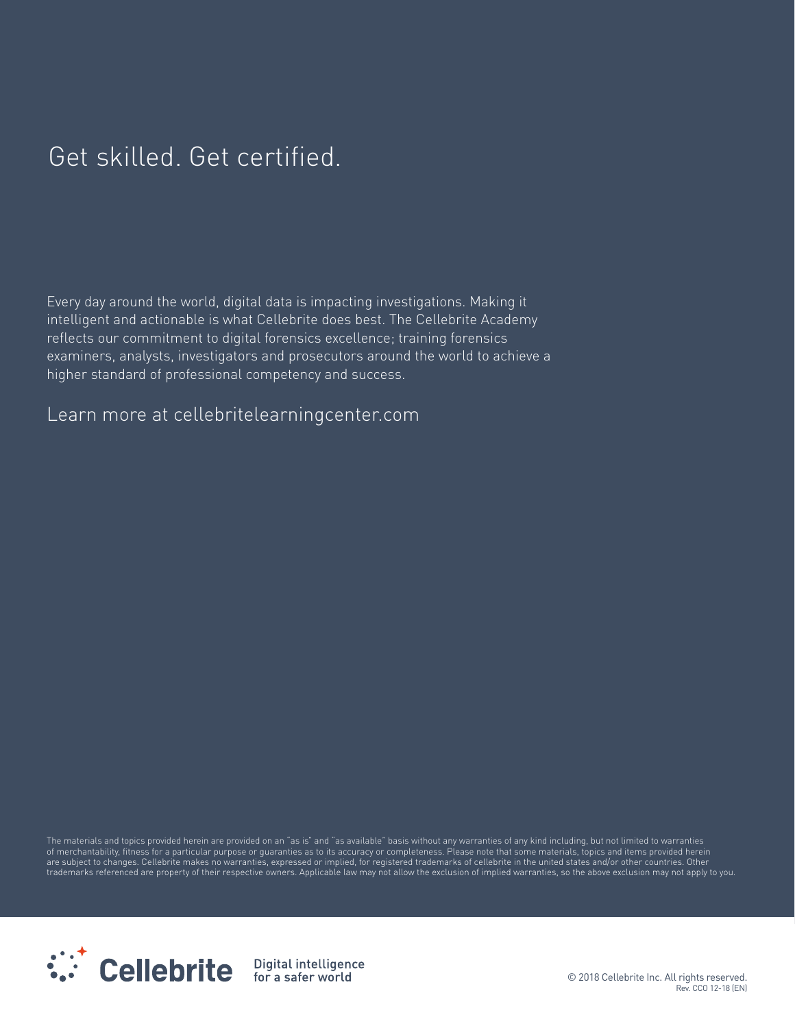# Get skilled. Get certified.

Every day around the world, digital data is impacting investigations. Making it intelligent and actionable is what Cellebrite does best. The Cellebrite Academy reflects our commitment to digital forensics excellence; training forensics examiners, analysts, investigators and prosecutors around the world to achieve a higher standard of professional competency and success.

Learn more at cellebritelearningcenter.com

The materials and topics provided herein are provided on an "as is" and "as available" basis without any warranties of any kind including, but not limited to warranties of merchantability, fitness for a particular purpose or guaranties as to its accuracy or completeness. Please note that some materials, topics and items provided herein are subject to changes. Cellebrite makes no warranties, expressed or implied, for registered trademarks of cellebrite in the united states and/or other countries. Other trademarks referenced are property of their respective owners. Applicable law may not allow the exclusion of implied warranties, so the above exclusion may not apply to you.

Cellebrite Digital intelligence for a safer world

© 2018 Cellebrite Inc. All rights reserved.
Rev. CCO 12-18 (EN)